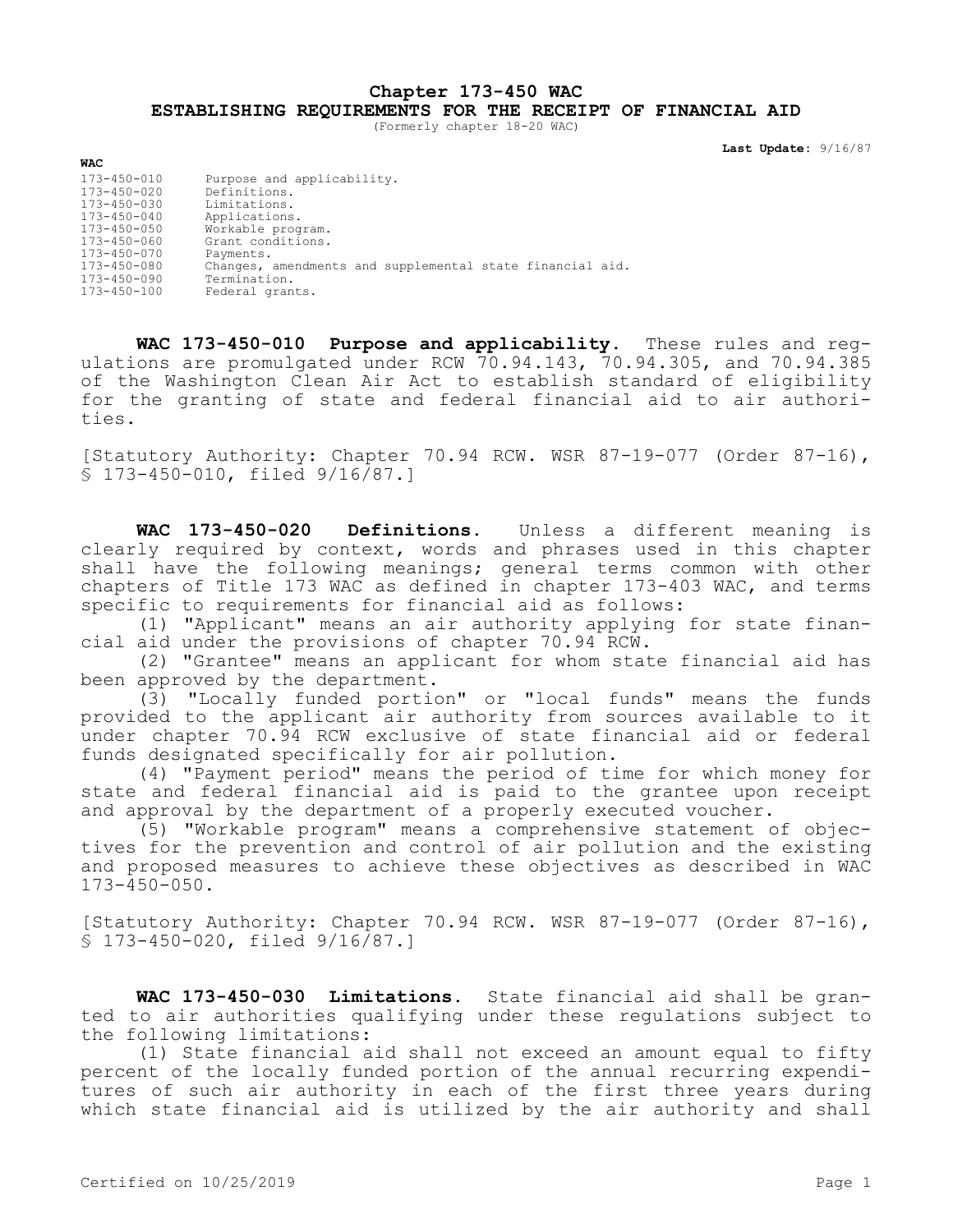# Chapter 173-450 WAC
# ESTABLISHING REQUIREMENTS FOR THE RECEIPT OF FINANCIAL AID

(Formerly chapter 18-20 WAC)

**Last Update:** 9/16/87

**WAC**

| | |
|---|---|
| 173-450-010 | Purpose and applicability. |
| 173-450-020 | Definitions. |
| 173-450-030 | Limitations. |
| 173-450-040 | Applications. |
| 173-450-050 | Workable program. |
| 173-450-060 | Grant conditions. |
| 173-450-070 | Payments. |
| 173-450-080 | Changes, amendments and supplemental state financial aid. |
| 173-450-090 | Termination. |
| 173-450-100 | Federal grants. |

**WAC 173-450-010 Purpose and applicability.** These rules and regulations are promulgated under RCW 70.94.143, 70.94.305, and 70.94.385 of the Washington Clean Air Act to establish standard of eligibility for the granting of state and federal financial aid to air authorities.

[Statutory Authority: Chapter 70.94 RCW. WSR 87-19-077 (Order 87-16), § 173-450-010, filed 9/16/87.]

**WAC 173-450-020 Definitions.** Unless a different meaning is clearly required by context, words and phrases used in this chapter shall have the following meanings; general terms common with other chapters of Title 173 WAC as defined in chapter 173-403 WAC, and terms specific to requirements for financial aid as follows:

(1) "Applicant" means an air authority applying for state financial aid under the provisions of chapter 70.94 RCW.

(2) "Grantee" means an applicant for whom state financial aid has been approved by the department.

(3) "Locally funded portion" or "local funds" means the funds provided to the applicant air authority from sources available to it under chapter 70.94 RCW exclusive of state financial aid or federal funds designated specifically for air pollution.

(4) "Payment period" means the period of time for which money for state and federal financial aid is paid to the grantee upon receipt and approval by the department of a properly executed voucher.

(5) "Workable program" means a comprehensive statement of objectives for the prevention and control of air pollution and the existing and proposed measures to achieve these objectives as described in WAC 173-450-050.

[Statutory Authority: Chapter 70.94 RCW. WSR 87-19-077 (Order 87-16), § 173-450-020, filed 9/16/87.]

**WAC 173-450-030 Limitations.** State financial aid shall be granted to air authorities qualifying under these regulations subject to the following limitations:

(1) State financial aid shall not exceed an amount equal to fifty percent of the locally funded portion of the annual recurring expenditures of such air authority in each of the first three years during which state financial aid is utilized by the air authority and shall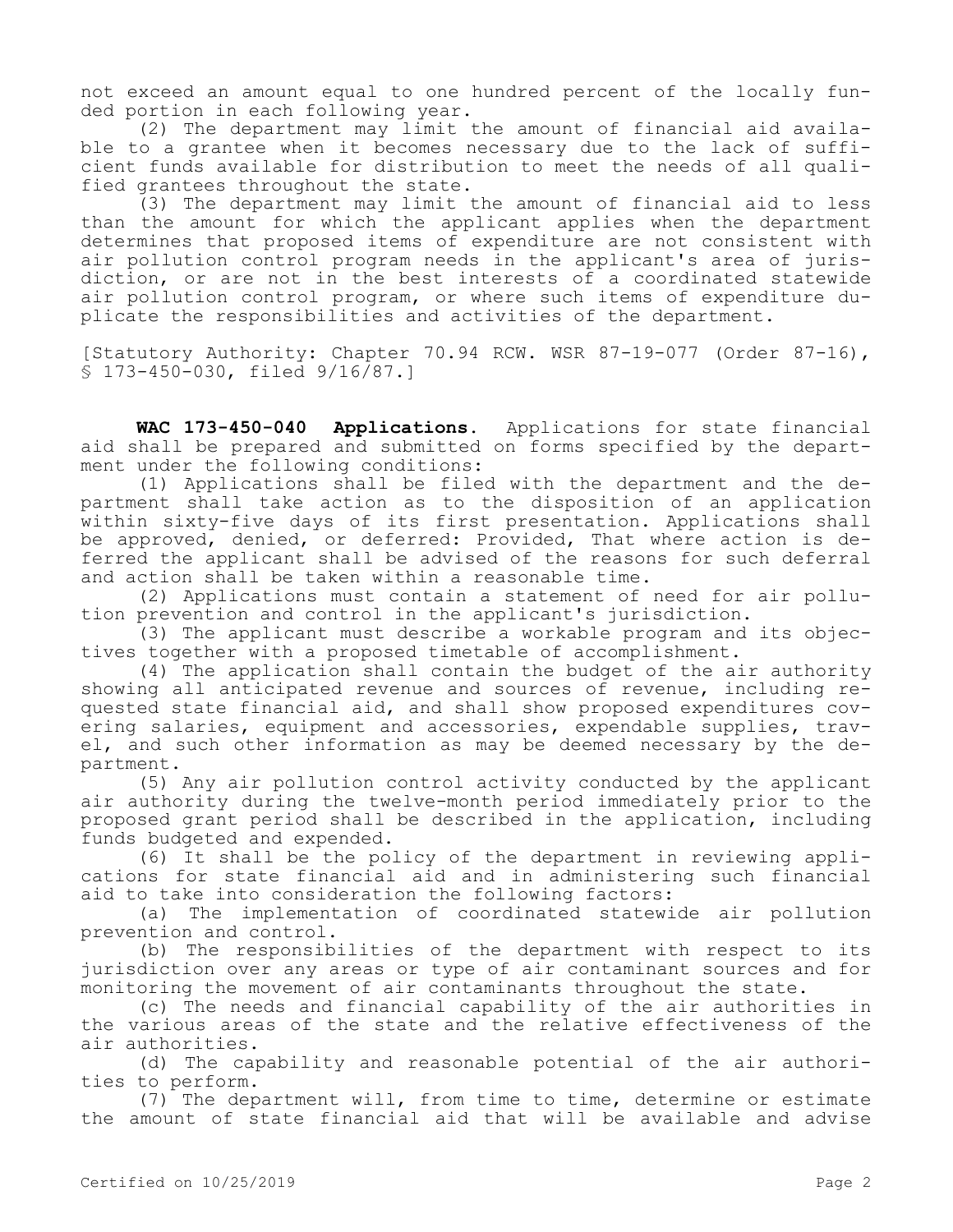not exceed an amount equal to one hundred percent of the locally funded portion in each following year.

(2) The department may limit the amount of financial aid available to a grantee when it becomes necessary due to the lack of sufficient funds available for distribution to meet the needs of all qualified grantees throughout the state.

(3) The department may limit the amount of financial aid to less than the amount for which the applicant applies when the department determines that proposed items of expenditure are not consistent with air pollution control program needs in the applicant's area of jurisdiction, or are not in the best interests of a coordinated statewide air pollution control program, or where such items of expenditure duplicate the responsibilities and activities of the department.

[Statutory Authority: Chapter 70.94 RCW. WSR 87-19-077 (Order 87-16), § 173-450-030, filed 9/16/87.]

**WAC 173-450-040 Applications.** Applications for state financial aid shall be prepared and submitted on forms specified by the department under the following conditions:

(1) Applications shall be filed with the department and the department shall take action as to the disposition of an application within sixty-five days of its first presentation. Applications shall be approved, denied, or deferred: Provided, That where action is deferred the applicant shall be advised of the reasons for such deferral and action shall be taken within a reasonable time.

(2) Applications must contain a statement of need for air pollution prevention and control in the applicant's jurisdiction.

(3) The applicant must describe a workable program and its objectives together with a proposed timetable of accomplishment.

(4) The application shall contain the budget of the air authority showing all anticipated revenue and sources of revenue, including requested state financial aid, and shall show proposed expenditures covering salaries, equipment and accessories, expendable supplies, travel, and such other information as may be deemed necessary by the department.

(5) Any air pollution control activity conducted by the applicant air authority during the twelve-month period immediately prior to the proposed grant period shall be described in the application, including funds budgeted and expended.

(6) It shall be the policy of the department in reviewing applications for state financial aid and in administering such financial aid to take into consideration the following factors:

(a) The implementation of coordinated statewide air pollution prevention and control.

(b) The responsibilities of the department with respect to its jurisdiction over any areas or type of air contaminant sources and for monitoring the movement of air contaminants throughout the state.

(c) The needs and financial capability of the air authorities in the various areas of the state and the relative effectiveness of the air authorities.

(d) The capability and reasonable potential of the air authorities to perform.

(7) The department will, from time to time, determine or estimate the amount of state financial aid that will be available and advise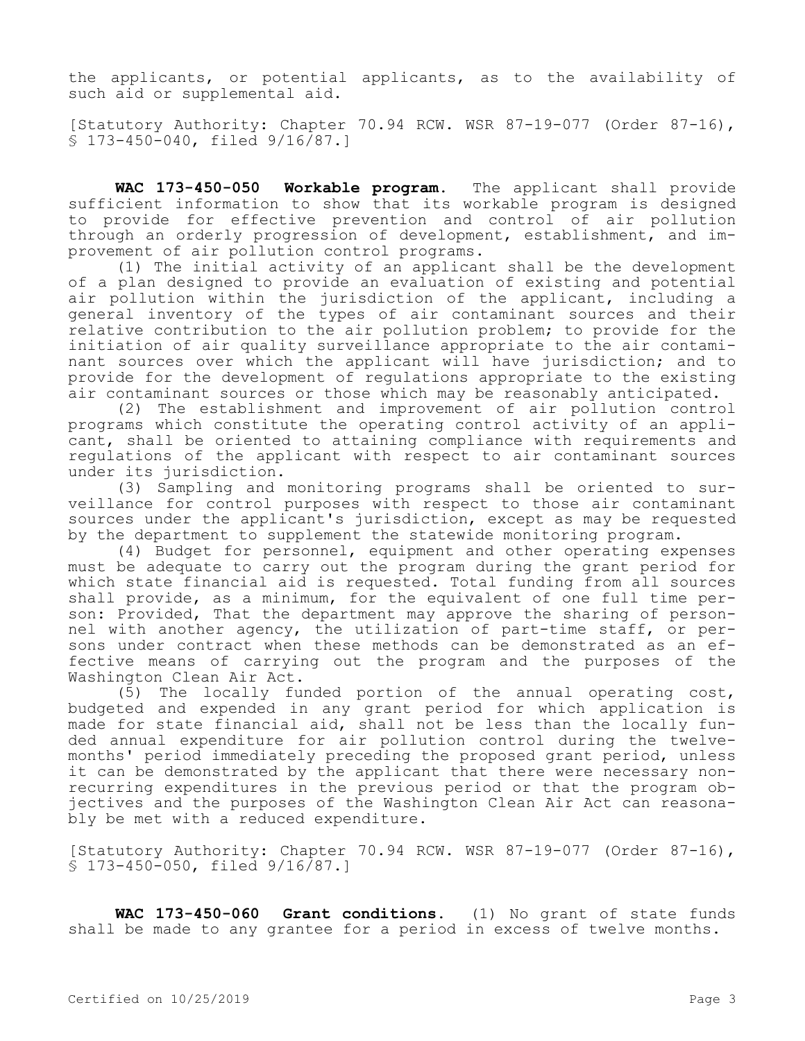the applicants, or potential applicants, as to the availability of such aid or supplemental aid.

[Statutory Authority: Chapter 70.94 RCW. WSR 87-19-077 (Order 87-16), § 173-450-040, filed 9/16/87.]

**WAC 173-450-050 Workable program.** The applicant shall provide sufficient information to show that its workable program is designed to provide for effective prevention and control of air pollution through an orderly progression of development, establishment, and improvement of air pollution control programs.

(1) The initial activity of an applicant shall be the development of a plan designed to provide an evaluation of existing and potential air pollution within the jurisdiction of the applicant, including a general inventory of the types of air contaminant sources and their relative contribution to the air pollution problem; to provide for the initiation of air quality surveillance appropriate to the air contaminant sources over which the applicant will have jurisdiction; and to provide for the development of regulations appropriate to the existing air contaminant sources or those which may be reasonably anticipated.

(2) The establishment and improvement of air pollution control programs which constitute the operating control activity of an applicant, shall be oriented to attaining compliance with requirements and regulations of the applicant with respect to air contaminant sources under its jurisdiction.

(3) Sampling and monitoring programs shall be oriented to surveillance for control purposes with respect to those air contaminant sources under the applicant's jurisdiction, except as may be requested by the department to supplement the statewide monitoring program.

(4) Budget for personnel, equipment and other operating expenses must be adequate to carry out the program during the grant period for which state financial aid is requested. Total funding from all sources shall provide, as a minimum, for the equivalent of one full time person: Provided, That the department may approve the sharing of personnel with another agency, the utilization of part-time staff, or persons under contract when these methods can be demonstrated as an effective means of carrying out the program and the purposes of the Washington Clean Air Act.

(5) The locally funded portion of the annual operating cost, budgeted and expended in any grant period for which application is made for state financial aid, shall not be less than the locally funded annual expenditure for air pollution control during the twelve-months' period immediately preceding the proposed grant period, unless it can be demonstrated by the applicant that there were necessary nonrecurring expenditures in the previous period or that the program objectives and the purposes of the Washington Clean Air Act can reasonably be met with a reduced expenditure.

[Statutory Authority: Chapter 70.94 RCW. WSR 87-19-077 (Order 87-16), § 173-450-050, filed 9/16/87.]

**WAC 173-450-060 Grant conditions.** (1) No grant of state funds shall be made to any grantee for a period in excess of twelve months.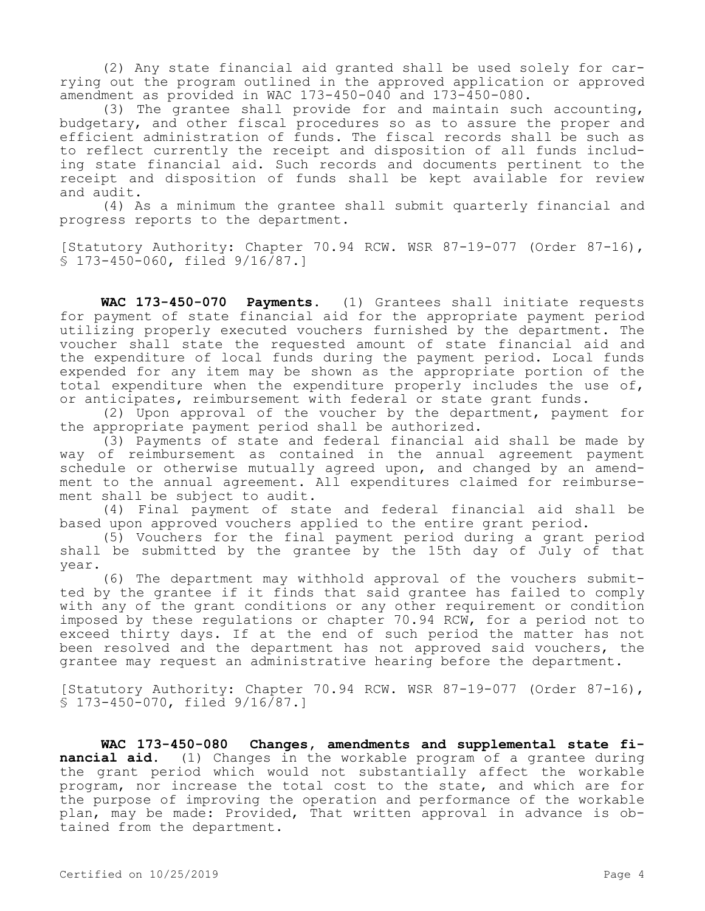(2) Any state financial aid granted shall be used solely for carrying out the program outlined in the approved application or approved amendment as provided in WAC 173-450-040 and 173-450-080.

(3) The grantee shall provide for and maintain such accounting, budgetary, and other fiscal procedures so as to assure the proper and efficient administration of funds. The fiscal records shall be such as to reflect currently the receipt and disposition of all funds including state financial aid. Such records and documents pertinent to the receipt and disposition of funds shall be kept available for review and audit.

(4) As a minimum the grantee shall submit quarterly financial and progress reports to the department.

[Statutory Authority: Chapter 70.94 RCW. WSR 87-19-077 (Order 87-16), § 173-450-060, filed 9/16/87.]

**WAC 173-450-070 Payments.** (1) Grantees shall initiate requests for payment of state financial aid for the appropriate payment period utilizing properly executed vouchers furnished by the department. The voucher shall state the requested amount of state financial aid and the expenditure of local funds during the payment period. Local funds expended for any item may be shown as the appropriate portion of the total expenditure when the expenditure properly includes the use of, or anticipates, reimbursement with federal or state grant funds.

(2) Upon approval of the voucher by the department, payment for the appropriate payment period shall be authorized.

(3) Payments of state and federal financial aid shall be made by way of reimbursement as contained in the annual agreement payment schedule or otherwise mutually agreed upon, and changed by an amendment to the annual agreement. All expenditures claimed for reimbursement shall be subject to audit.

(4) Final payment of state and federal financial aid shall be based upon approved vouchers applied to the entire grant period.

(5) Vouchers for the final payment period during a grant period shall be submitted by the grantee by the 15th day of July of that year.

(6) The department may withhold approval of the vouchers submitted by the grantee if it finds that said grantee has failed to comply with any of the grant conditions or any other requirement or condition imposed by these regulations or chapter 70.94 RCW, for a period not to exceed thirty days. If at the end of such period the matter has not been resolved and the department has not approved said vouchers, the grantee may request an administrative hearing before the department.

[Statutory Authority: Chapter 70.94 RCW. WSR 87-19-077 (Order 87-16), § 173-450-070, filed 9/16/87.]

**WAC 173-450-080 Changes, amendments and supplemental state financial aid.** (1) Changes in the workable program of a grantee during the grant period which would not substantially affect the workable program, nor increase the total cost to the state, and which are for the purpose of improving the operation and performance of the workable plan, may be made: Provided, That written approval in advance is obtained from the department.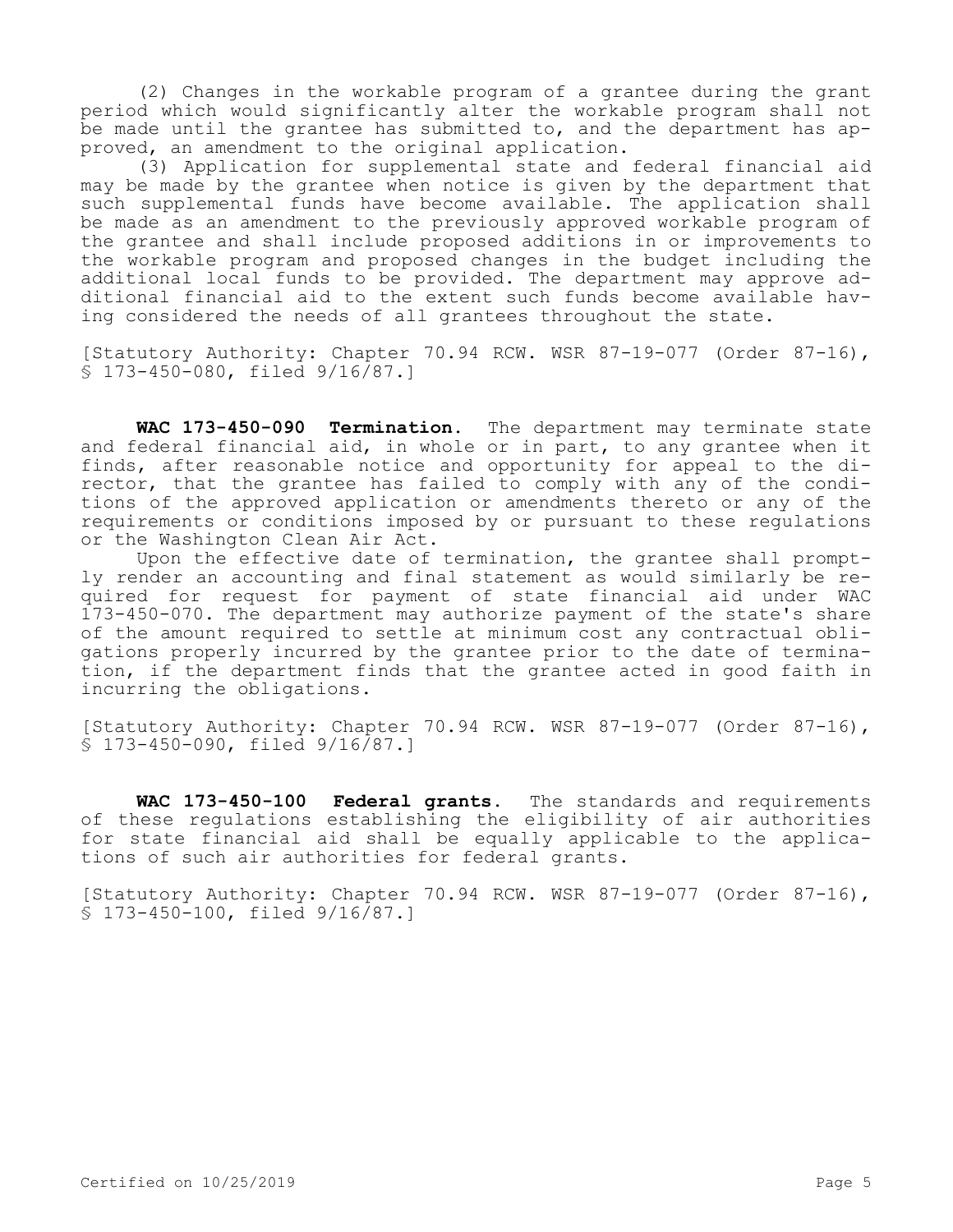(2) Changes in the workable program of a grantee during the grant period which would significantly alter the workable program shall not be made until the grantee has submitted to, and the department has approved, an amendment to the original application.

(3) Application for supplemental state and federal financial aid may be made by the grantee when notice is given by the department that such supplemental funds have become available. The application shall be made as an amendment to the previously approved workable program of the grantee and shall include proposed additions in or improvements to the workable program and proposed changes in the budget including the additional local funds to be provided. The department may approve additional financial aid to the extent such funds become available having considered the needs of all grantees throughout the state.

[Statutory Authority: Chapter 70.94 RCW. WSR 87-19-077 (Order 87-16), § 173-450-080, filed 9/16/87.]

**WAC 173-450-090 Termination.** The department may terminate state and federal financial aid, in whole or in part, to any grantee when it finds, after reasonable notice and opportunity for appeal to the director, that the grantee has failed to comply with any of the conditions of the approved application or amendments thereto or any of the requirements or conditions imposed by or pursuant to these regulations or the Washington Clean Air Act.

Upon the effective date of termination, the grantee shall promptly render an accounting and final statement as would similarly be required for request for payment of state financial aid under WAC 173-450-070. The department may authorize payment of the state's share of the amount required to settle at minimum cost any contractual obligations properly incurred by the grantee prior to the date of termination, if the department finds that the grantee acted in good faith in incurring the obligations.

[Statutory Authority: Chapter 70.94 RCW. WSR 87-19-077 (Order 87-16), § 173-450-090, filed 9/16/87.]

**WAC 173-450-100 Federal grants.** The standards and requirements of these regulations establishing the eligibility of air authorities for state financial aid shall be equally applicable to the applications of such air authorities for federal grants.

[Statutory Authority: Chapter 70.94 RCW. WSR 87-19-077 (Order 87-16), § 173-450-100, filed 9/16/87.]